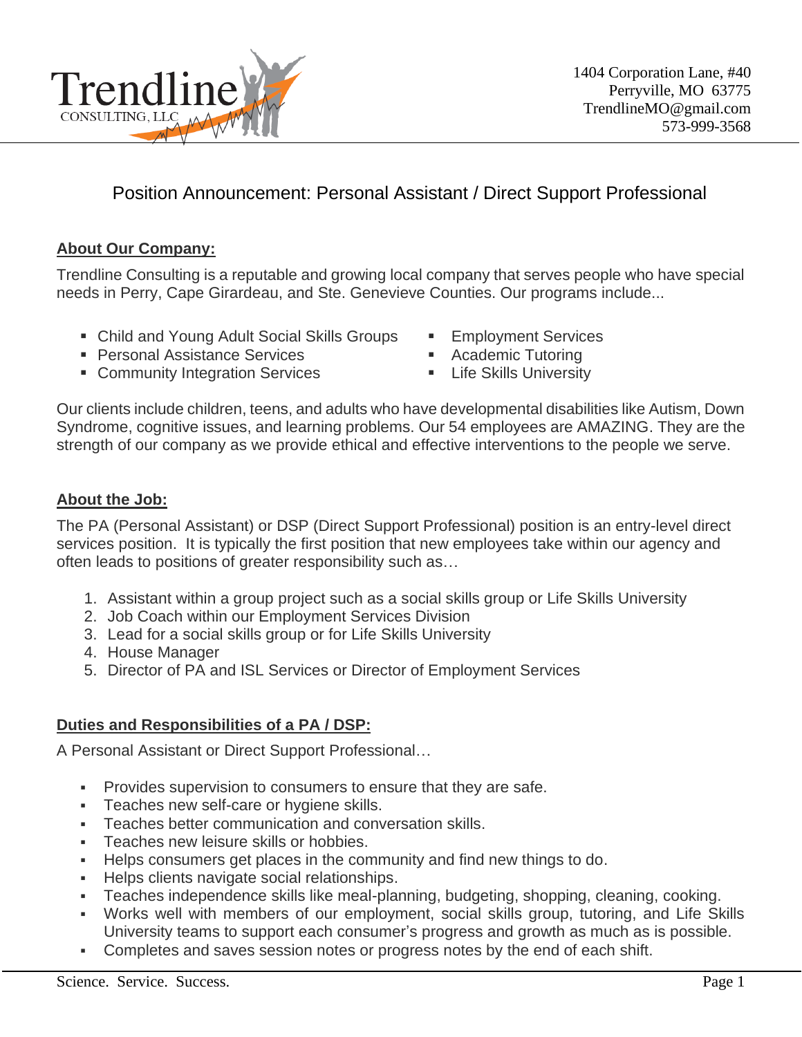Trendline CONSULTING, LLC

1404 Corporation Lane, #40
Perryville, MO 63775
TrendlineMO@gmail.com
573-999-3568

# Position Announcement: Personal Assistant / Direct Support Professional

## About Our Company:

Trendline Consulting is a reputable and growing local company that serves people who have special needs in Perry, Cape Girardeau, and Ste. Genevieve Counties. Our programs include...

- Child and Young Adult Social Skills Groups
- Personal Assistance Services
- Community Integration Services
- Employment Services
- Academic Tutoring
- Life Skills University

Our clients include children, teens, and adults who have developmental disabilities like Autism, Down Syndrome, cognitive issues, and learning problems. Our 54 employees are AMAZING. They are the strength of our company as we provide ethical and effective interventions to the people we serve.

## About the Job:

The PA (Personal Assistant) or DSP (Direct Support Professional) position is an entry-level direct services position. It is typically the first position that new employees take within our agency and often leads to positions of greater responsibility such as…

1. Assistant within a group project such as a social skills group or Life Skills University
2. Job Coach within our Employment Services Division
3. Lead for a social skills group or for Life Skills University
4. House Manager
5. Director of PA and ISL Services or Director of Employment Services

## Duties and Responsibilities of a PA / DSP:

A Personal Assistant or Direct Support Professional…

- Provides supervision to consumers to ensure that they are safe.
- Teaches new self-care or hygiene skills.
- Teaches better communication and conversation skills.
- Teaches new leisure skills or hobbies.
- Helps consumers get places in the community and find new things to do.
- Helps clients navigate social relationships.
- Teaches independence skills like meal-planning, budgeting, shopping, cleaning, cooking.
- Works well with members of our employment, social skills group, tutoring, and Life Skills University teams to support each consumer's progress and growth as much as is possible.
- Completes and saves session notes or progress notes by the end of each shift.

Science. Service. Success.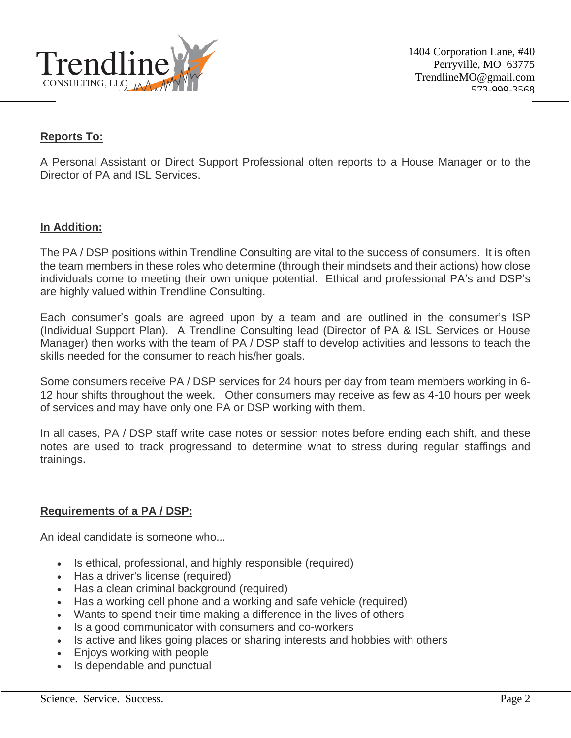## Reports To:

A Personal Assistant or Direct Support Professional often reports to a House Manager or to the Director of PA and ISL Services.

## In Addition:

The PA / DSP positions within Trendline Consulting are vital to the success of consumers. It is often the team members in these roles who determine (through their mindsets and their actions) how close individuals come to meeting their own unique potential. Ethical and professional PA's and DSP's are highly valued within Trendline Consulting.

Each consumer's goals are agreed upon by a team and are outlined in the consumer's ISP (Individual Support Plan). A Trendline Consulting lead (Director of PA & ISL Services or House Manager) then works with the team of PA / DSP staff to develop activities and lessons to teach the skills needed for the consumer to reach his/her goals.

Some consumers receive PA / DSP services for 24 hours per day from team members working in 6-12 hour shifts throughout the week. Other consumers may receive as few as 4-10 hours per week of services and may have only one PA or DSP working with them.

In all cases, PA / DSP staff write case notes or session notes before ending each shift, and these notes are used to track progressand to determine what to stress during regular staffings and trainings.

## Requirements of a PA / DSP:

An ideal candidate is someone who...

- Is ethical, professional, and highly responsible (required)
- Has a driver's license (required)
- Has a clean criminal background (required)
- Has a working cell phone and a working and safe vehicle (required)
- Wants to spend their time making a difference in the lives of others
- Is a good communicator with consumers and co-workers
- Is active and likes going places or sharing interests and hobbies with others
- Enjoys working with people
- Is dependable and punctual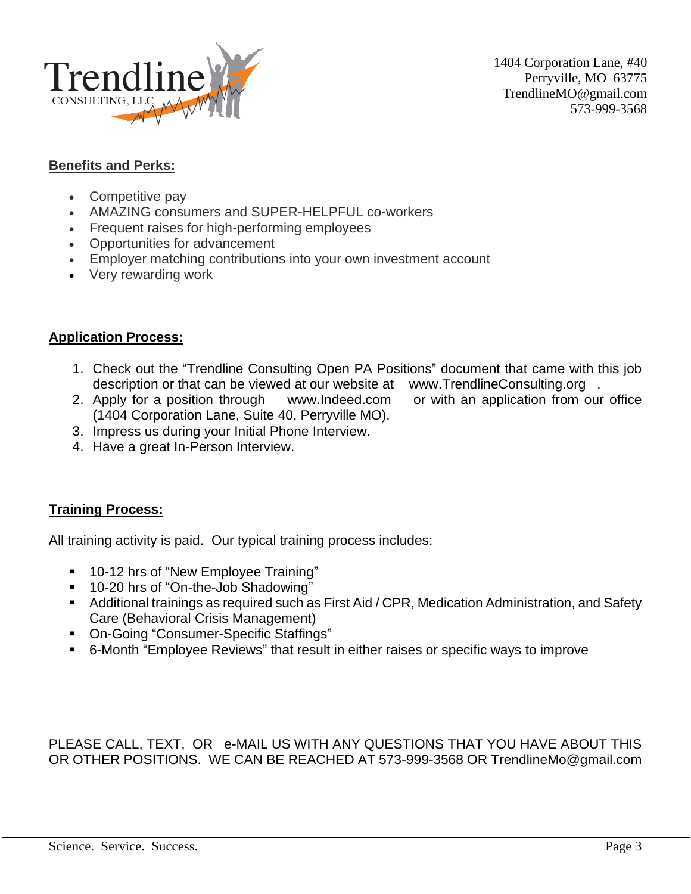**Benefits and Perks:**

- Competitive pay
- AMAZING consumers and SUPER-HELPFUL co-workers
- Frequent raises for high-performing employees
- Opportunities for advancement
- Employer matching contributions into your own investment account
- Very rewarding work

**Application Process:**

1. Check out the "Trendline Consulting Open PA Positions" document that came with this job description or that can be viewed at our website at www.TrendlineConsulting.org .
2. Apply for a position through www.Indeed.com or with an application from our office (1404 Corporation Lane, Suite 40, Perryville MO).
3. Impress us during your Initial Phone Interview.
4. Have a great In-Person Interview.

**Training Process:**

All training activity is paid. Our typical training process includes:

- 10-12 hrs of "New Employee Training"
- 10-20 hrs of "On-the-Job Shadowing"
- Additional trainings as required such as First Aid / CPR, Medication Administration, and Safety Care (Behavioral Crisis Management)
- On-Going "Consumer-Specific Staffings"
- 6-Month "Employee Reviews" that result in either raises or specific ways to improve

PLEASE CALL, TEXT, OR e-MAIL US WITH ANY QUESTIONS THAT YOU HAVE ABOUT THIS OR OTHER POSITIONS. WE CAN BE REACHED AT 573-999-3568 OR TrendlineMo@gmail.com